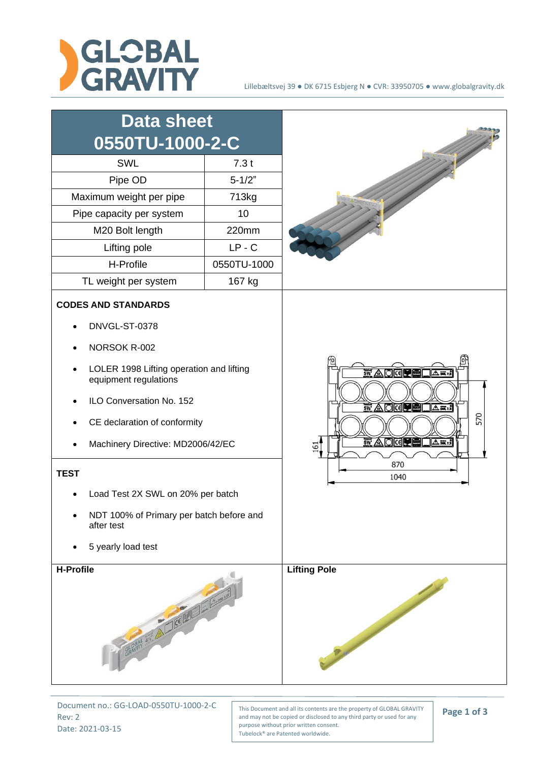Lillebæltsvej 39 ● DK 6715 Esbjerg N ● CVR: 33950705 ● www.globalgravity.dk

# Data sheet 0550TU-1000-2-C

| Data sheet 0550TU-1000-2-C | |
|---|---|
| SWL | 7.3 t |
| Pipe OD | 5-1/2" |
| Maximum weight per pipe | 713kg |
| Pipe capacity per system | 10 |
| M20 Bolt length | 220mm |
| Lifting pole | LP - C |
| H-Profile | 0550TU-1000 |
| TL weight per system | 167 kg |

**CODES AND STANDARDS**

- DNVGL-ST-0378
- NORSOK R-002
- LOLER 1998 Lifting operation and lifting equipment regulations
- ILO Conversation No. 152
- CE declaration of conformity
- Machinery Directive: MD2006/42/EC

**TEST**

- Load Test 2X SWL on 20% per batch
- NDT 100% of Primary per batch before and after test
- 5 yearly load test

161

570

870

1040

**H-Profile**

**Lifting Pole**

Document no.: GG-LOAD-0550TU-1000-2-C
Rev: 2
Date: 2021-03-15

This Document and all its contents are the property of GLOBAL GRAVITY and may not be copied or disclosed to any third party or used for any purpose without prior written consent.
Tubelock® are Patented worldwide.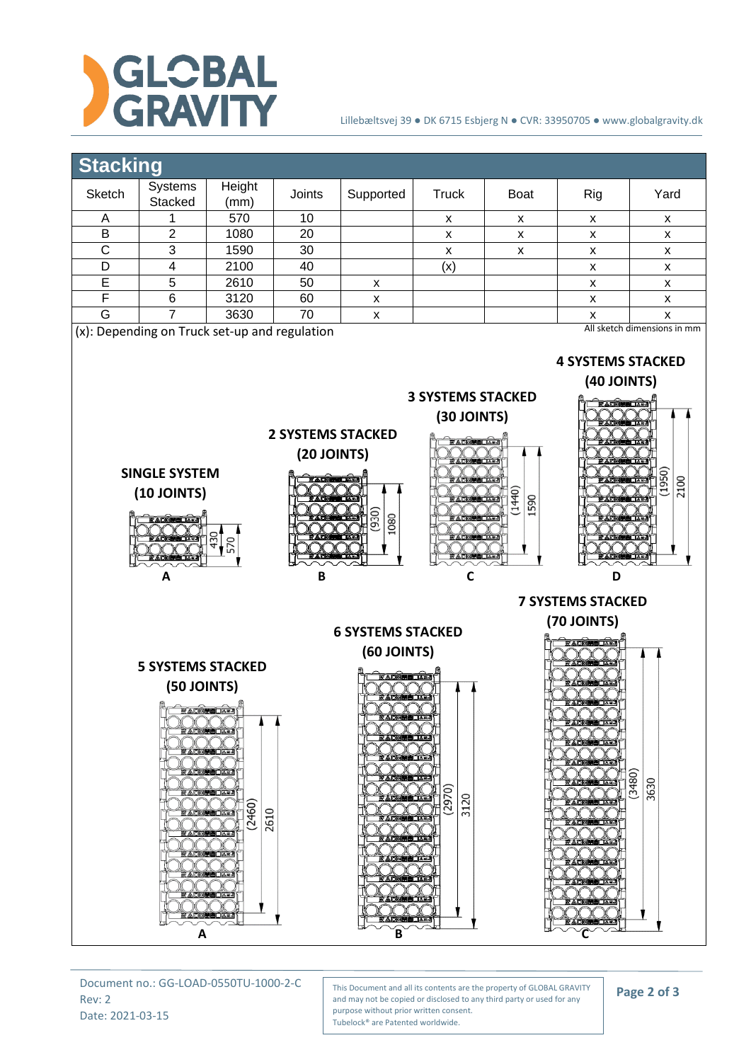## Stacking

| Sketch | Systems Stacked | Height (mm) | Joints | Supported | Truck | Boat | Rig | Yard |
|---|---|---|---|---|---|---|---|---|
| A | 1 | 570 | 10 | | x | x | x | x |
| B | 2 | 1080 | 20 | | x | x | x | x |
| C | 3 | 1590 | 30 | | x | x | x | x |
| D | 4 | 2100 | 40 | | (x) | | x | x |
| E | 5 | 2610 | 50 | x | | | x | x |
| F | 6 | 3120 | 60 | x | | | x | x |
| G | 7 | 3630 | 70 | x | | | x | x |

(x): Depending on Truck set-up and regulation

All sketch dimensions in mm

**SINGLE SYSTEM (10 JOINTS)** — A: 430, 570

**2 SYSTEMS STACKED (20 JOINTS)** — B: (930), 1080

**3 SYSTEMS STACKED (30 JOINTS)** — C: (1440), 1590

**4 SYSTEMS STACKED (40 JOINTS)** — D: (1950), 2100

**5 SYSTEMS STACKED (50 JOINTS)** — A: (2460), 2610

**6 SYSTEMS STACKED (60 JOINTS)** — B: (2970), 3120

**7 SYSTEMS STACKED (70 JOINTS)** — C: (3480), 3630

Document no.: GG-LOAD-0550TU-1000-2-C
Rev: 2
Date: 2021-03-15

This Document and all its contents are the property of GLOBAL GRAVITY and may not be copied or disclosed to any third party or used for any purpose without prior written consent.
Tubelock® are Patented worldwide.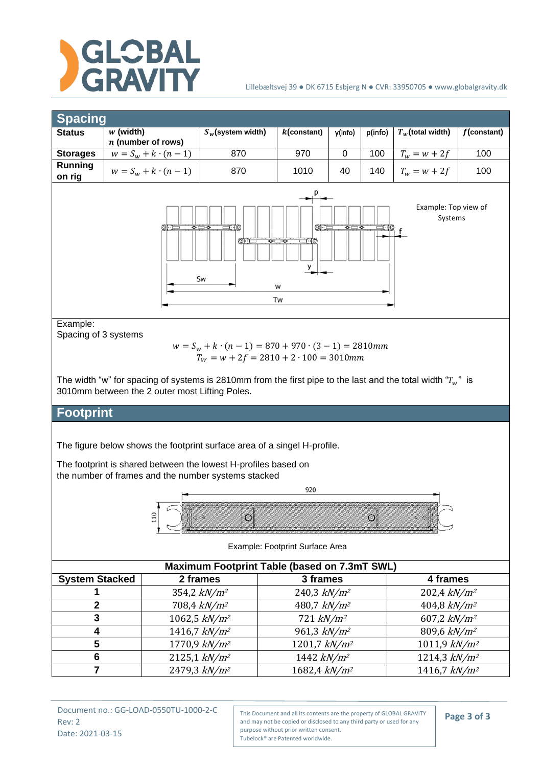## Spacing

| Status | $w$ (width) $n$ (number of rows) | $S_w$(system width) | $k$(constant) | y(info) | p(info) | $T_w$(total width) | $f$(constant) |
|---|---|---|---|---|---|---|---|
| Storages | $w = S_w + k \cdot (n-1)$ | 870 | 970 | 0 | 100 | $T_w = w + 2f$ | 100 |
| Running on rig | $w = S_w + k \cdot (n-1)$ | 870 | 1010 | 40 | 140 | $T_w = w + 2f$ | 100 |

p

f

y

Sw

w

Tw

Example: Top view of Systems

Example:
Spacing of 3 systems

$$w = S_w + k \cdot (n-1) = 870 + 970 \cdot (3-1) = 2810mm$$
$$T_W = w + 2f = 2810 + 2 \cdot 100 = 3010mm$$

The width "w" for spacing of systems is 2810mm from the first pipe to the last and the total width "$T_w$" is 3010mm between the 2 outer most Lifting Poles.

## Footprint

The figure below shows the footprint surface area of a singel H-profile.

The footprint is shared between the lowest H-profiles based on the number of frames and the number systems stacked

920

110

Example: Footprint Surface Area

**Maximum Footprint Table (based on 7.3mT SWL)**

| System Stacked | 2 frames | 3 frames | 4 frames |
|---|---|---|---|
| 1 | 354,2 $kN/m^2$ | 240,3 $kN/m^2$ | 202,4 $kN/m^2$ |
| 2 | 708,4 $kN/m^2$ | 480,7 $kN/m^2$ | 404,8 $kN/m^2$ |
| 3 | 1062,5 $kN/m^2$ | 721 $kN/m^2$ | 607,2 $kN/m^2$ |
| 4 | 1416,7 $kN/m^2$ | 961,3 $kN/m^2$ | 809,6 $kN/m^2$ |
| 5 | 1770,9 $kN/m^2$ | 1201,7 $kN/m^2$ | 1011,9 $kN/m^2$ |
| 6 | 2125,1 $kN/m^2$ | 1442 $kN/m^2$ | 1214,3 $kN/m^2$ |
| 7 | 2479,3 $kN/m^2$ | 1682,4 $kN/m^2$ | 1416,7 $kN/m^2$ |